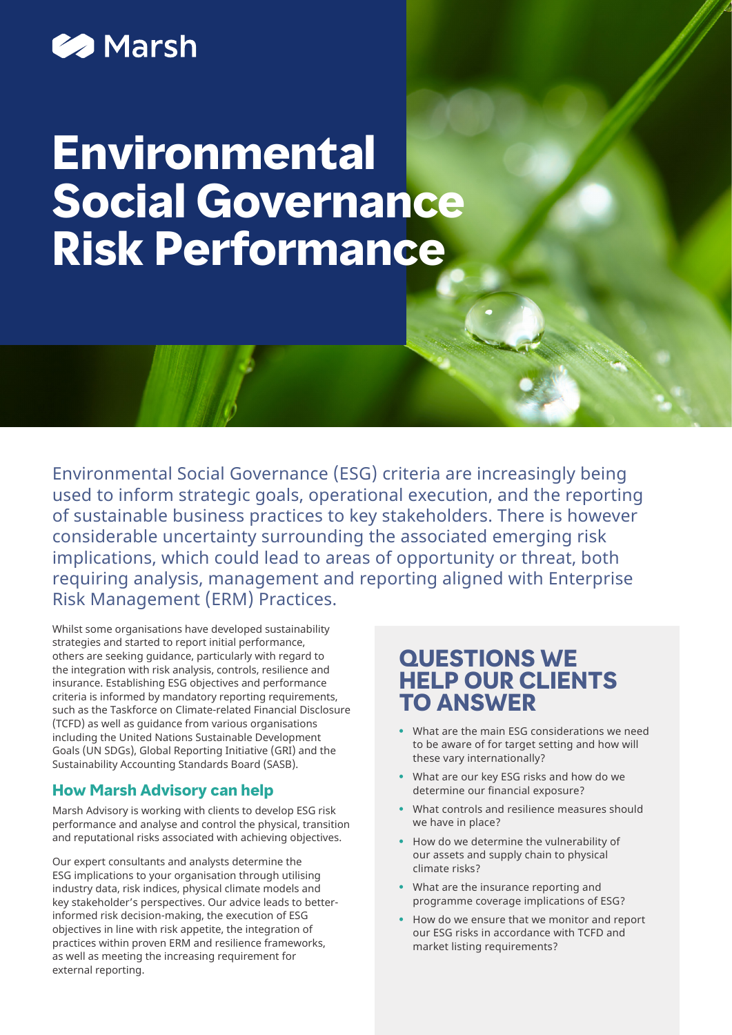Marsh

# Environmental Social Governance Risk Performance

Environmental Social Governance (ESG) criteria are increasingly being used to inform strategic goals, operational execution, and the reporting of sustainable business practices to key stakeholders. There is however considerable uncertainty surrounding the associated emerging risk implications, which could lead to areas of opportunity or threat, both requiring analysis, management and reporting aligned with Enterprise Risk Management (ERM) Practices.

Whilst some organisations have developed sustainability strategies and started to report initial performance, others are seeking guidance, particularly with regard to the integration with risk analysis, controls, resilience and insurance. Establishing ESG objectives and performance criteria is informed by mandatory reporting requirements, such as the Taskforce on Climate-related Financial Disclosure (TCFD) as well as guidance from various organisations including the United Nations Sustainable Development Goals (UN SDGs), Global Reporting Initiative (GRI) and the Sustainability Accounting Standards Board (SASB).

## How Marsh Advisory can help

Marsh Advisory is working with clients to develop ESG risk performance and analyse and control the physical, transition and reputational risks associated with achieving objectives.

Our expert consultants and analysts determine the ESG implications to your organisation through utilising industry data, risk indices, physical climate models and key stakeholder's perspectives. Our advice leads to better-informed risk decision-making, the execution of ESG objectives in line with risk appetite, the integration of practices within proven ERM and resilience frameworks, as well as meeting the increasing requirement for external reporting.

## QUESTIONS WE HELP OUR CLIENTS TO ANSWER

- What are the main ESG considerations we need to be aware of for target setting and how will these vary internationally?
- What are our key ESG risks and how do we determine our financial exposure?
- What controls and resilience measures should we have in place?
- How do we determine the vulnerability of our assets and supply chain to physical climate risks?
- What are the insurance reporting and programme coverage implications of ESG?
- How do we ensure that we monitor and report our ESG risks in accordance with TCFD and market listing requirements?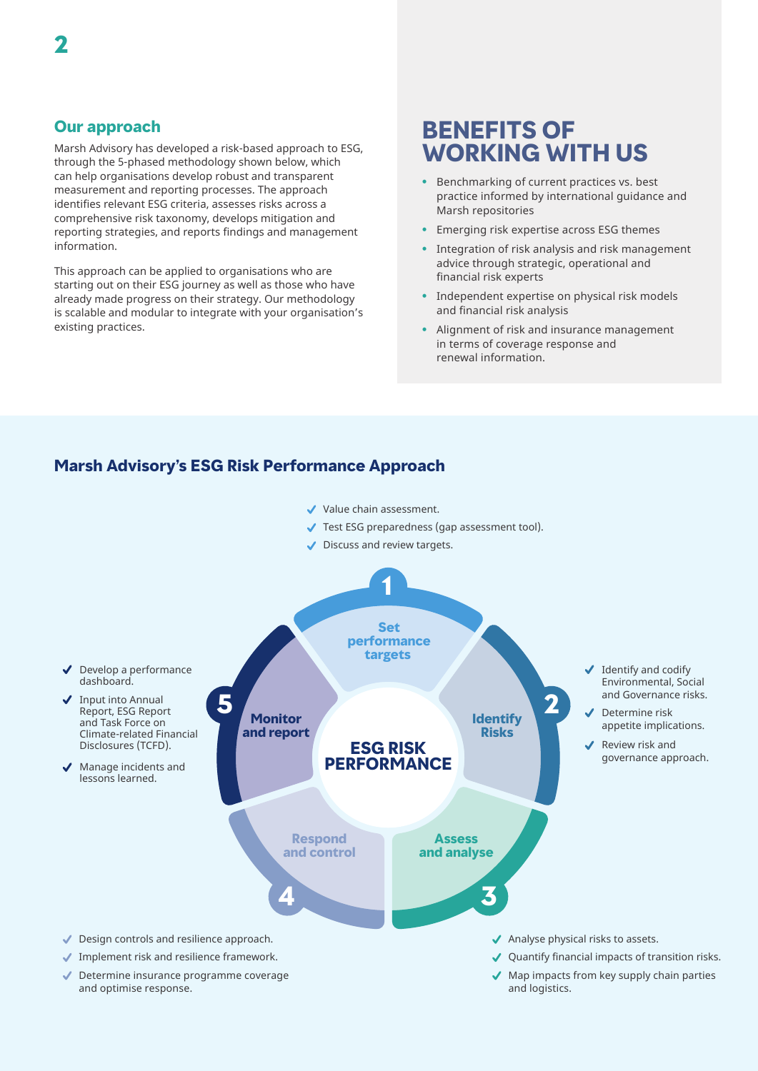## Our approach

Marsh Advisory has developed a risk-based approach to ESG, through the 5-phased methodology shown below, which can help organisations develop robust and transparent measurement and reporting processes. The approach identifies relevant ESG criteria, assesses risks across a comprehensive risk taxonomy, develops mitigation and reporting strategies, and reports findings and management information.

This approach can be applied to organisations who are starting out on their ESG journey as well as those who have already made progress on their strategy. Our methodology is scalable and modular to integrate with your organisation's existing practices.

## BENEFITS OF WORKING WITH US

- Benchmarking of current practices vs. best practice informed by international guidance and Marsh repositories
- Emerging risk expertise across ESG themes
- Integration of risk analysis and risk management advice through strategic, operational and financial risk experts
- Independent expertise on physical risk models and financial risk analysis
- Alignment of risk and insurance management in terms of coverage response and renewal information.

## Marsh Advisory's ESG Risk Performance Approach

**ESG RISK PERFORMANCE**

**1 Set performance targets**

- ✔ Value chain assessment.
- ✔ Test ESG preparedness (gap assessment tool).
- ✔ Discuss and review targets.

**2 Identify Risks**

- ✔ Identify and codify Environmental, Social and Governance risks.
- ✔ Determine risk appetite implications.
- ✔ Review risk and governance approach.

**3 Assess and analyse**

- ✔ Analyse physical risks to assets.
- ✔ Quantify financial impacts of transition risks.
- ✔ Map impacts from key supply chain parties and logistics.

**4 Respond and control**

- ✔ Design controls and resilience approach.
- ✔ Implement risk and resilience framework.
- ✔ Determine insurance programme coverage and optimise response.

**5 Monitor and report**

- ✔ Develop a performance dashboard.
- ✔ Input into Annual Report, ESG Report and Task Force on Climate-related Financial Disclosures (TCFD).
- ✔ Manage incidents and lessons learned.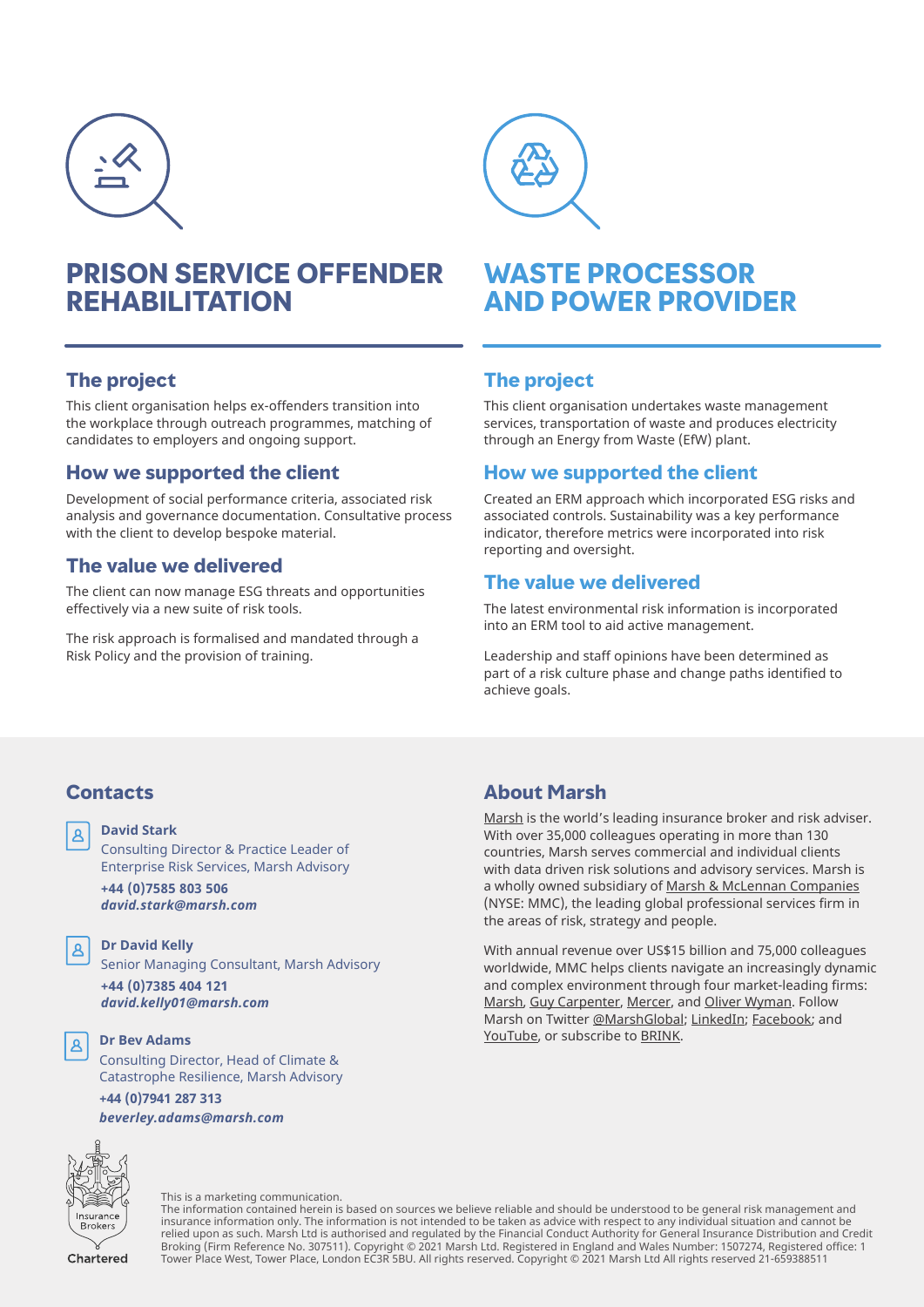## PRISON SERVICE OFFENDER REHABILITATION

### The project

This client organisation helps ex-offenders transition into the workplace through outreach programmes, matching of candidates to employers and ongoing support.

### How we supported the client

Development of social performance criteria, associated risk analysis and governance documentation. Consultative process with the client to develop bespoke material.

### The value we delivered

The client can now manage ESG threats and opportunities effectively via a new suite of risk tools.

The risk approach is formalised and mandated through a Risk Policy and the provision of training.

## WASTE PROCESSOR AND POWER PROVIDER

### The project

This client organisation undertakes waste management services, transportation of waste and produces electricity through an Energy from Waste (EfW) plant.

### How we supported the client

Created an ERM approach which incorporated ESG risks and associated controls. Sustainability was a key performance indicator, therefore metrics were incorporated into risk reporting and oversight.

### The value we delivered

The latest environmental risk information is incorporated into an ERM tool to aid active management.

Leadership and staff opinions have been determined as part of a risk culture phase and change paths identified to achieve goals.

## Contacts

**David Stark**
Consulting Director & Practice Leader of Enterprise Risk Services, Marsh Advisory
**+44 (0)7585 803 506**
***david.stark@marsh.com***

**Dr David Kelly**
Senior Managing Consultant, Marsh Advisory
**+44 (0)7385 404 121**
***david.kelly01@marsh.com***

**Dr Bev Adams**
Consulting Director, Head of Climate & Catastrophe Resilience, Marsh Advisory
**+44 (0)7941 287 313**
***beverley.adams@marsh.com***

## About Marsh

Marsh is the world's leading insurance broker and risk adviser. With over 35,000 colleagues operating in more than 130 countries, Marsh serves commercial and individual clients with data driven risk solutions and advisory services. Marsh is a wholly owned subsidiary of Marsh & McLennan Companies (NYSE: MMC), the leading global professional services firm in the areas of risk, strategy and people.

With annual revenue over US$15 billion and 75,000 colleagues worldwide, MMC helps clients navigate an increasingly dynamic and complex environment through four market-leading firms: Marsh, Guy Carpenter, Mercer, and Oliver Wyman. Follow Marsh on Twitter @MarshGlobal; LinkedIn; Facebook; and YouTube, or subscribe to BRINK.

Insurance Brokers
Chartered

This is a marketing communication.
The information contained herein is based on sources we believe reliable and should be understood to be general risk management and insurance information only. The information is not intended to be taken as advice with respect to any individual situation and cannot be relied upon as such. Marsh Ltd is authorised and regulated by the Financial Conduct Authority for General Insurance Distribution and Credit Broking (Firm Reference No. 307511). Copyright © 2021 Marsh Ltd. Registered in England and Wales Number: 1507274, Registered office: 1 Tower Place West, Tower Place, London EC3R 5BU. All rights reserved. Copyright © 2021 Marsh Ltd All rights reserved 21-659388511